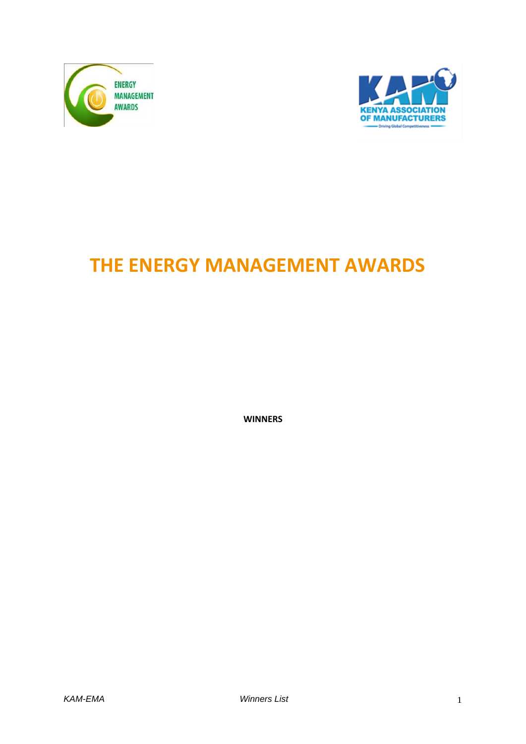# THE ENERGY MANAGEMENT AWARDS

**WINNERS**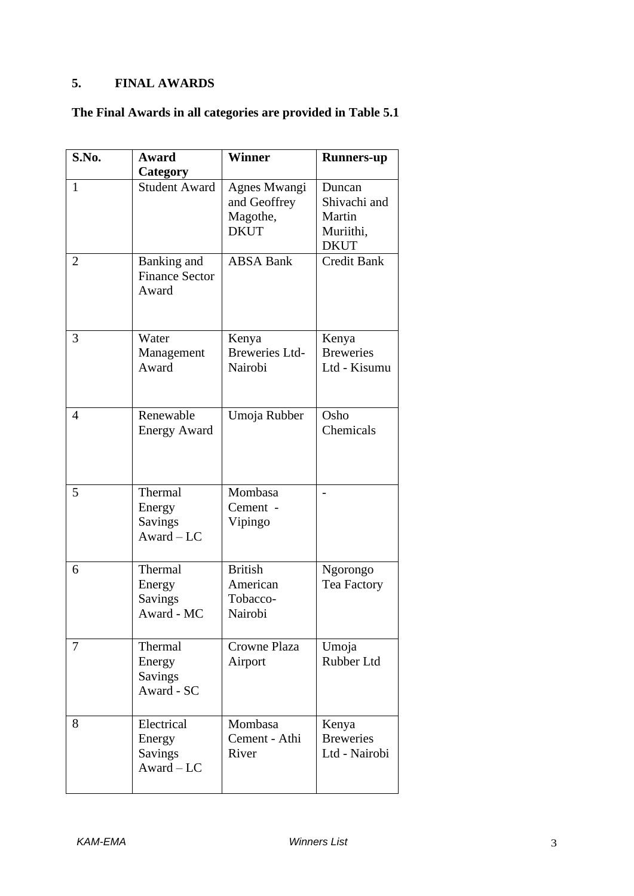## 5. FINAL AWARDS

**The Final Awards in all categories are provided in Table 5.1**

| S.No. | Award Category | Winner | Runners-up |
|---|---|---|---|
| 1 | Student Award | Agnes Mwangi and Geoffrey Magothe, DKUT | Duncan Shivachi and Martin Muriithi, DKUT |
| 2 | Banking and Finance Sector Award | ABSA Bank | Credit Bank |
| 3 | Water Management Award | Kenya Breweries Ltd- Nairobi | Kenya Breweries Ltd - Kisumu |
| 4 | Renewable Energy Award | Umoja Rubber | Osho Chemicals |
| 5 | Thermal Energy Savings Award – LC | Mombasa Cement - Vipingo | - |
| 6 | Thermal Energy Savings Award - MC | British American Tobacco- Nairobi | Ngorongo Tea Factory |
| 7 | Thermal Energy Savings Award - SC | Crowne Plaza Airport | Umoja Rubber Ltd |
| 8 | Electrical Energy Savings Award – LC | Mombasa Cement - Athi River | Kenya Breweries Ltd - Nairobi |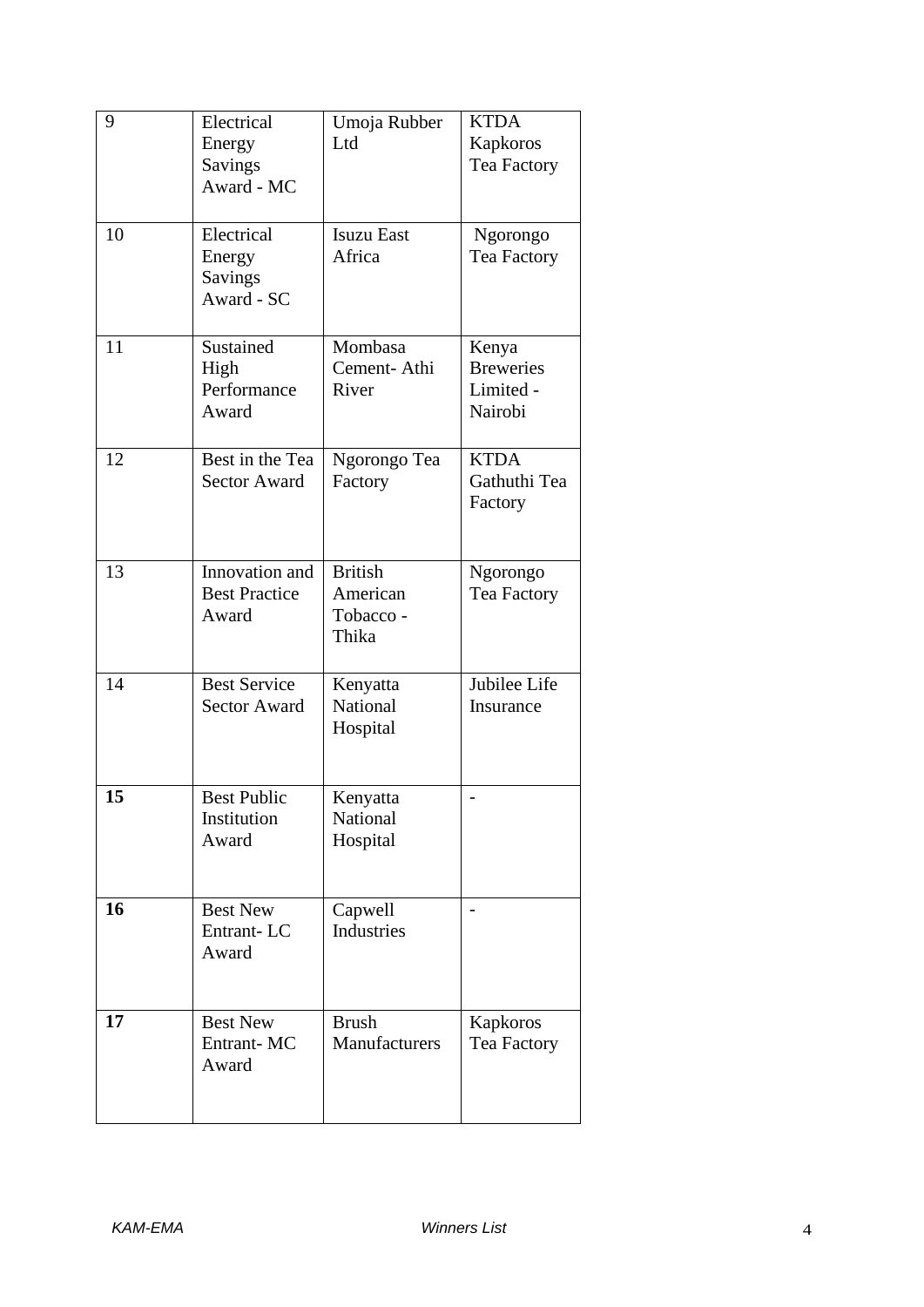| 9 | Electrical Energy Savings Award - MC | Umoja Rubber Ltd | KTDA Kapkoros Tea Factory |
|---|---|---|---|
| 10 | Electrical Energy Savings Award - SC | Isuzu East Africa | Ngorongo Tea Factory |
| 11 | Sustained High Performance Award | Mombasa Cement- Athi River | Kenya Breweries Limited - Nairobi |
| 12 | Best in the Tea Sector Award | Ngorongo Tea Factory | KTDA Gathuthi Tea Factory |
| 13 | Innovation and Best Practice Award | British American Tobacco - Thika | Ngorongo Tea Factory |
| 14 | Best Service Sector Award | Kenyatta National Hospital | Jubilee Life Insurance |
| **15** | Best Public Institution Award | Kenyatta National Hospital | - |
| **16** | Best New Entrant- LC Award | Capwell Industries | - |
| **17** | Best New Entrant- MC Award | Brush Manufacturers | Kapkoros Tea Factory |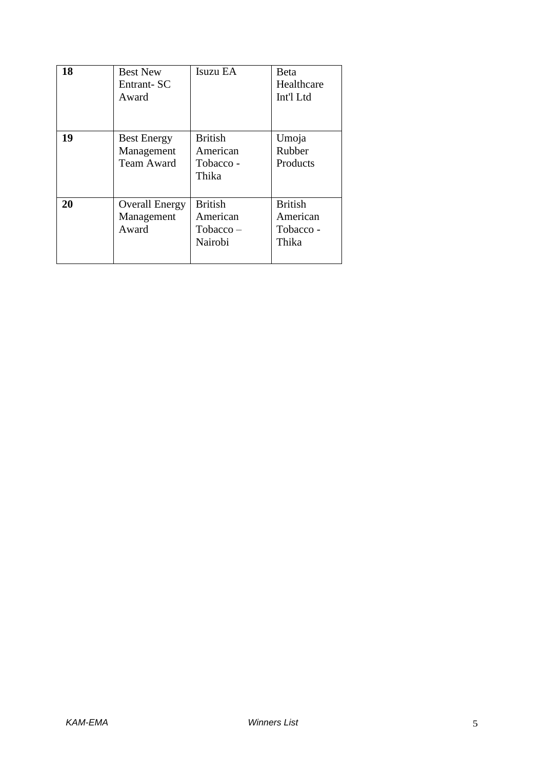| | | | |
|---|---|---|---|
| **18** | Best New Entrant- SC Award | Isuzu EA | Beta Healthcare Int'l Ltd |
| **19** | Best Energy Management Team Award | British American Tobacco - Thika | Umoja Rubber Products |
| **20** | Overall Energy Management Award | British American Tobacco – Nairobi | British American Tobacco - Thika |